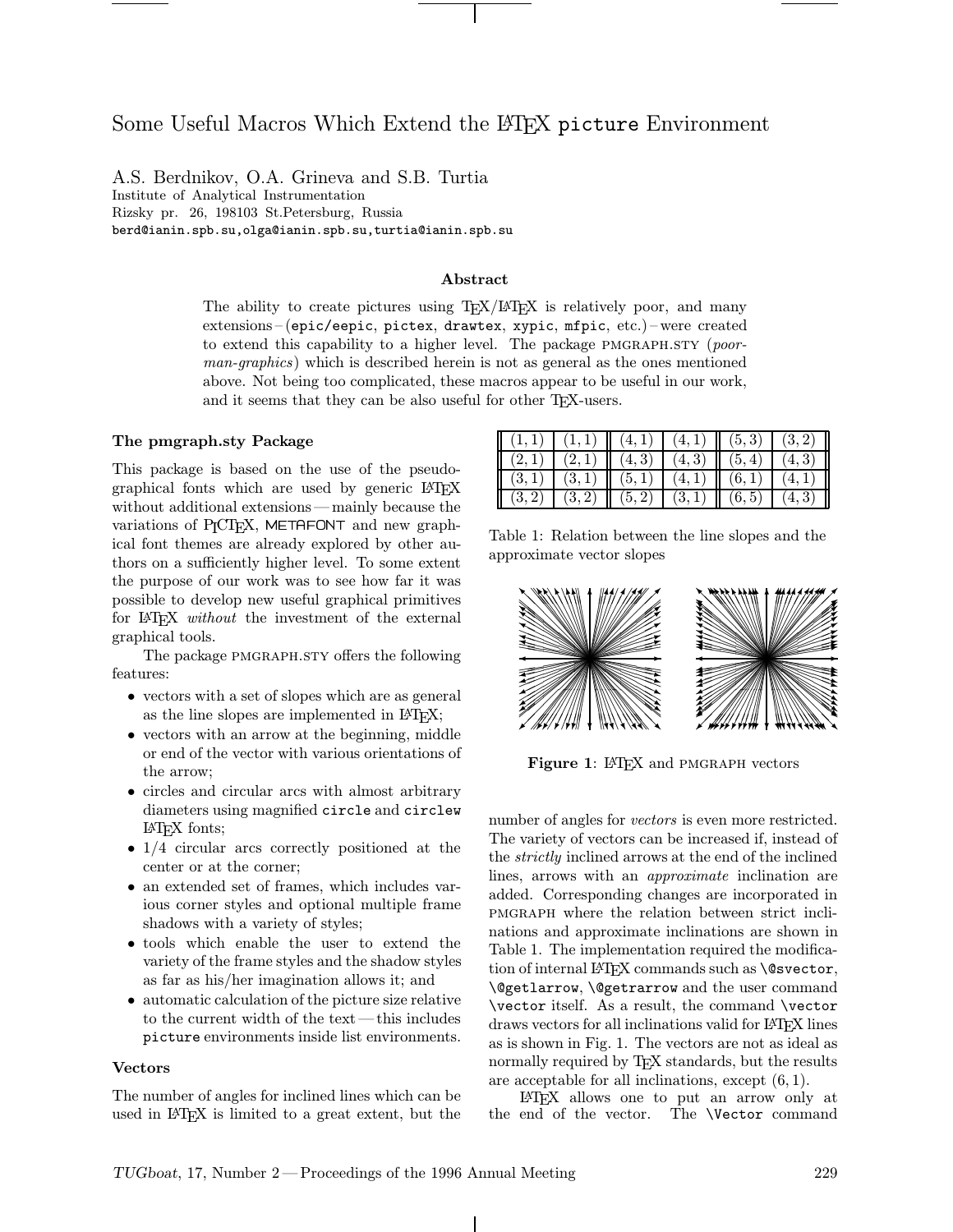# Some Useful Macros Which Extend the LaTeX `picture` Environment

A.S. Berdnikov, O.A. Grineva and S.B. Turtia
Institute of Analytical Instrumentation
Rizsky pr. 26, 198103 St.Petersburg, Russia
berd@ianin.spb.su,olga@ianin.spb.su,turtia@ianin.spb.su

### Abstract

The ability to create pictures using TeX/LaTeX is relatively poor, and many extensions – (`epic/eepic`, `pictex`, `drawtex`, `xypic`, `mfpic`, etc.) – were created to extend this capability to a higher level. The package PMGRAPH.STY (*poor-man-graphics*) which is described herein is not as general as the ones mentioned above. Not being too complicated, these macros appear to be useful in our work, and it seems that they can be also useful for other TeX-users.

### The pmgraph.sty Package

This package is based on the use of the pseudographical fonts which are used by generic LaTeX without additional extensions — mainly because the variations of PICTeX, METAFONT and new graphical font themes are already explored by other authors on a sufficiently higher level. To some extent the purpose of our work was to see how far it was possible to develop new useful graphical primitives for LaTeX *without* the investment of the external graphical tools.

The package PMGRAPH.STY offers the following features:

- vectors with a set of slopes which are as general as the line slopes are implemented in LaTeX;
- vectors with an arrow at the beginning, middle or end of the vector with various orientations of the arrow;
- circles and circular arcs with almost arbitrary diameters using magnified `circle` and `circlew` LaTeX fonts;
- 1/4 circular arcs correctly positioned at the center or at the corner;
- an extended set of frames, which includes various corner styles and optional multiple frame shadows with a variety of styles;
- tools which enable the user to extend the variety of the frame styles and the shadow styles as far as his/her imagination allows it; and
- automatic calculation of the picture size relative to the current width of the text — this includes `picture` environments inside list environments.

### Vectors

The number of angles for inclined lines which can be used in LaTeX is limited to a great extent, but the number of angles for *vectors* is even more restricted. The variety of vectors can be increased if, instead of the *strictly* inclined arrows at the end of the inclined lines, arrows with an *approximate* inclination are added. Corresponding changes are incorporated in PMGRAPH where the relation between strict inclinations and approximate inclinations are shown in Table 1. The implementation required the modification of internal LaTeX commands such as `\@svector`, `\@getlarrow`, `\@getrarrow` and the user command `\vector` itself. As a result, the command `\vector` draws vectors for all inclinations valid for LaTeX lines as is shown in Fig. 1. The vectors are not as ideal as normally required by TeX standards, but the results are acceptable for all inclinations, except $(6,1)$.

| | | | | | |
|---|---|---|---|---|---|
| $(1,1)$ | $(1,1)$ | $(4,1)$ | $(4,1)$ | $(5,3)$ | $(3,2)$ |
| $(2,1)$ | $(2,1)$ | $(4,3)$ | $(4,3)$ | $(5,4)$ | $(4,3)$ |
| $(3,1)$ | $(3,1)$ | $(5,1)$ | $(4,1)$ | $(6,1)$ | $(4,1)$ |
| $(3,2)$ | $(3,2)$ | $(5,2)$ | $(3,1)$ | $(6,5)$ | $(4,3)$ |

Table 1: Relation between the line slopes and the approximate vector slopes

**Figure 1**: LaTeX and PMGRAPH vectors

LaTeX allows one to put an arrow only at the end of the vector. The `\Vector` command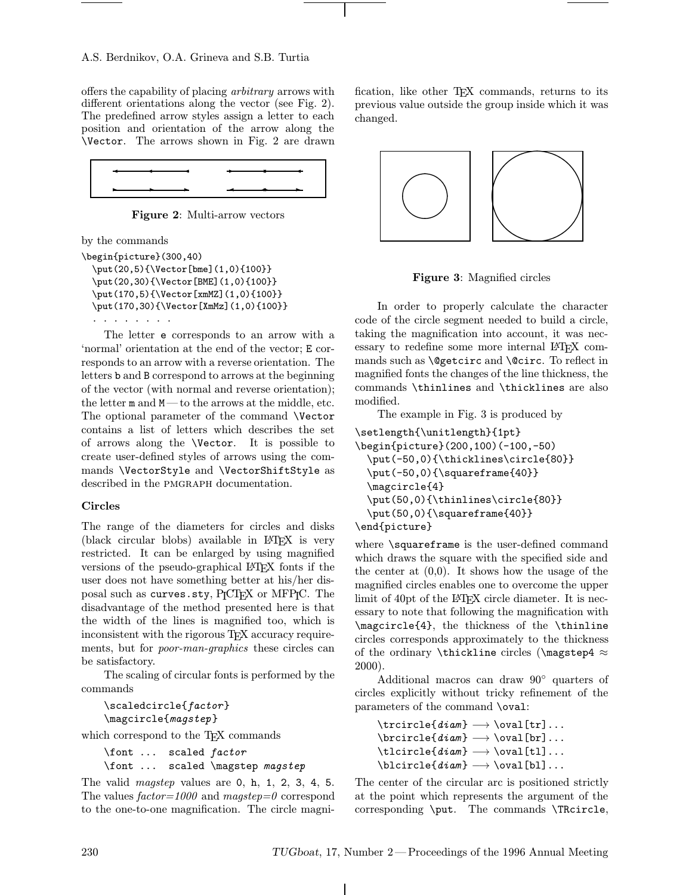offers the capability of placing *arbitrary* arrows with different orientations along the vector (see Fig. 2). The predefined arrow styles assign a letter to each position and orientation of the arrow along the `\Vector`. The arrows shown in Fig. 2 are drawn

**Figure 2**: Multi-arrow vectors

by the commands

```
\begin{picture}(300,40)
  \put(20,5){\Vector[bme](1,0){100}}
  \put(20,30){\Vector[BME](1,0){100}}
  \put(170,5){\Vector[xmMZ](1,0){100}}
  \put(170,30){\Vector[XmMz](1,0){100}}
  . . . . . . . .
```

The letter `e` corresponds to an arrow with a 'normal' orientation at the end of the vector; `E` corresponds to an arrow with a reverse orientation. The letters `b` and `B` correspond to arrows at the beginning of the vector (with normal and reverse orientation); the letter `m` and `M` — to the arrows at the middle, etc. The optional parameter of the command `\Vector` contains a list of letters which describes the set of arrows along the `\Vector`. It is possible to create user-defined styles of arrows using the commands `\VectorStyle` and `\VectorShiftStyle` as described in the PMGRAPH documentation.

### Circles

The range of the diameters for circles and disks (black circular blobs) available in LaTeX is very restricted. It can be enlarged by using magnified versions of the pseudo-graphical LaTeX fonts if the user does not have something better at his/her disposal such as `curves.sty`, PiCTeX or MFPIC. The disadvantage of the method presented here is that the width of the lines is magnified too, which is inconsistent with the rigorous TeX accuracy requirements, but for *poor-man-graphics* these circles can be satisfactory.

The scaling of circular fonts is performed by the commands

```
\scaledcircle{factor}
\magcircle{magstep}
```

which correspond to the TeX commands

```
\font ...  scaled factor
\font ...  scaled \magstep magstep
```

The valid *magstep* values are `0`, `h`, `1`, `2`, `3`, `4`, `5`. The values *factor=1000* and *magstep=0* correspond to the one-to-one magnification. The circle magnification, like other TeX commands, returns to its previous value outside the group inside which it was changed.

**Figure 3**: Magnified circles

In order to properly calculate the character code of the circle segment needed to build a circle, taking the magnification into account, it was necessary to redefine some more internal LaTeX commands such as `\@getcirc` and `\@circ`. To reflect in magnified fonts the changes of the line thickness, the commands `\thinlines` and `\thicklines` are also modified.

The example in Fig. 3 is produced by

```
\setlength{\unitlength}{1pt}
\begin{picture}(200,100)(-100,-50)
  \put(-50,0){\thicklines\circle{80}}
  \put(-50,0){\squareframe{40}}
  \magcircle{4}
  \put(50,0){\thinlines\circle{80}}
  \put(50,0){\squareframe{40}}
\end{picture}
```

where `\squareframe` is the user-defined command which draws the square with the specified side and the center at (0,0). It shows how the usage of the magnified circles enables one to overcome the upper limit of 40pt of the LaTeX circle diameter. It is necessary to note that following the magnification with `\magcircle{4}`, the thickness of the `\thinline` circles corresponds approximately to the thickness of the ordinary `\thickline` circles (`\magstep4` $\approx$ 2000).

Additional macros can draw $90^\circ$ quarters of circles explicitly without tricky refinement of the parameters of the command `\oval`:

```
\trcircle{diam} ⟶ \oval[tr]...
\brcircle{diam} ⟶ \oval[br]...
\tlcircle{diam} ⟶ \oval[tl]...
\blcircle{diam} ⟶ \oval[bl]...
```

The center of the circular arc is positioned strictly at the point which represents the argument of the corresponding `\put`. The commands `\TRcircle`,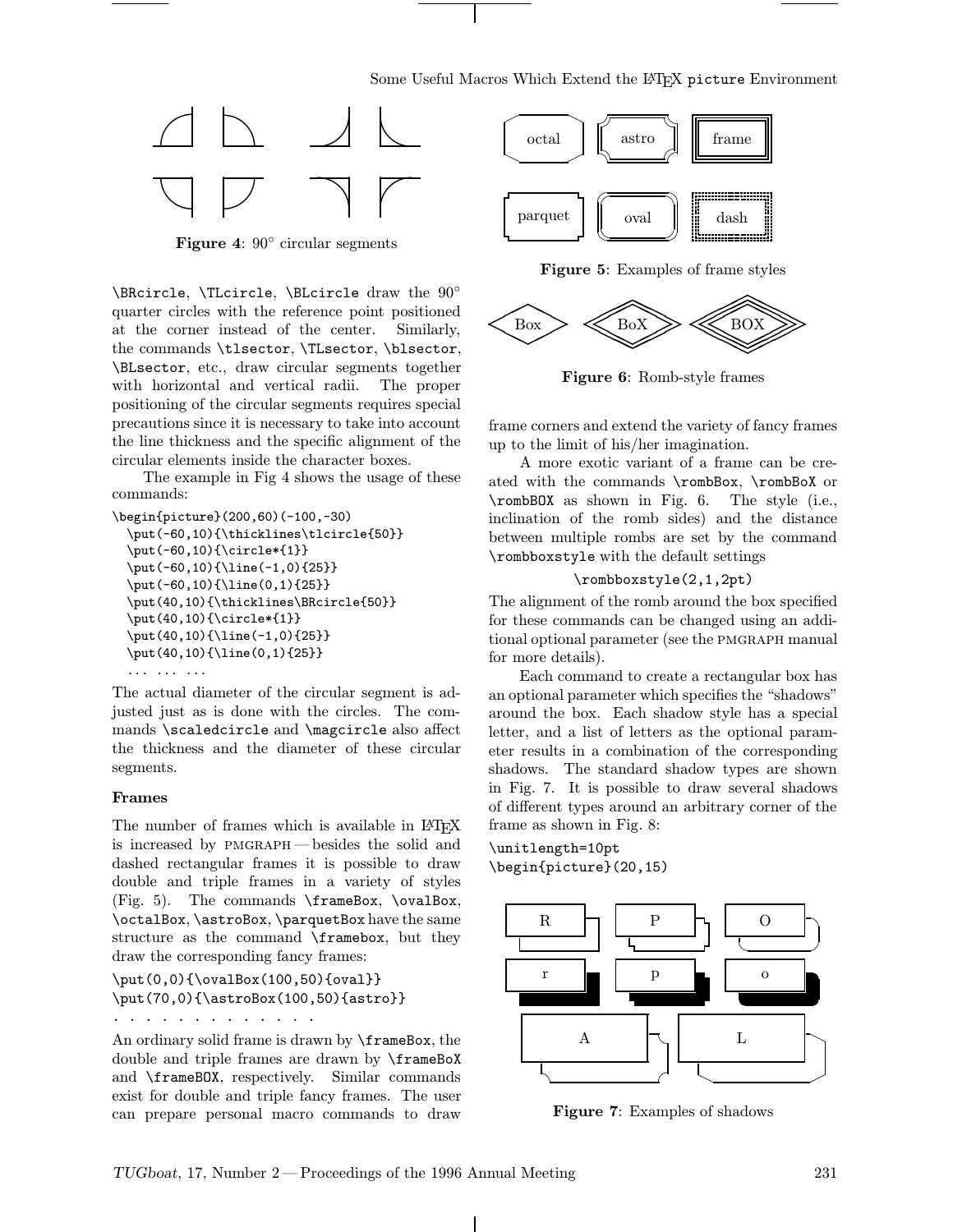Figure 4: 90° circular segments

\BRcircle, \TLcircle, \BLcircle draw the 90° quarter circles with the reference point positioned at the corner instead of the center. Similarly, the commands \tlsector, \TLsector, \blsector, \BLsector, etc., draw circular segments together with horizontal and vertical radii. The proper positioning of the circular segments requires special precautions since it is necessary to take into account the line thickness and the specific alignment of the circular elements inside the character boxes.

The example in Fig 4 shows the usage of these commands:

```
\begin{picture}(200,60)(-100,-30)
  \put(-60,10){\thicklines\tlcircle{50}}
  \put(-60,10){\circle*{1}}
  \put(-60,10){\line(-1,0){25}}
  \put(-60,10){\line(0,1){25}}
  \put(40,10){\thicklines\BRcircle{50}}
  \put(40,10){\circle*{1}}
  \put(40,10){\line(-1,0){25}}
  \put(40,10){\line(0,1){25}}
  ... ... ...
```

The actual diameter of the circular segment is adjusted just as is done with the circles. The commands \scaledcircle and \magcircle also affect the thickness and the diameter of these circular segments.

### Frames

The number of frames which is available in LaTeX is increased by PMGRAPH — besides the solid and dashed rectangular frames it is possible to draw double and triple frames in a variety of styles (Fig. 5). The commands \frameBox, \ovalBox, \octalBox, \astroBox, \parquetBox have the same structure as the command \framebox, but they draw the corresponding fancy frames:

```
\put(0,0){\ovalBox(100,50){oval}}
\put(70,0){\astroBox(100,50){astro}}
. . . . . . . . . . . . .
```

An ordinary solid frame is drawn by \frameBox, the double and triple frames are drawn by \frameBoX and \frameBOX, respectively. Similar commands exist for double and triple fancy frames. The user can prepare personal macro commands to draw frame corners and extend the variety of fancy frames up to the limit of his/her imagination.

octal astro frame parquet oval dash

Figure 5: Examples of frame styles

Box BoX BOX

Figure 6: Romb-style frames

A more exotic variant of a frame can be created with the commands \rombBox, \rombBoX or \rombBOX as shown in Fig. 6. The style (i.e., inclination of the romb sides) and the distance between multiple rombs are set by the command \rombboxstyle with the default settings

```
\rombboxstyle(2,1,2pt)
```

The alignment of the romb around the box specified for these commands can be changed using an additional optional parameter (see the PMGRAPH manual for more details).

Each command to create a rectangular box has an optional parameter which specifies the "shadows" around the box. Each shadow style has a special letter, and a list of letters as the optional parameter results in a combination of the corresponding shadows. The standard shadow types are shown in Fig. 7. It is possible to draw several shadows of different types around an arbitrary corner of the frame as shown in Fig. 8:

```
\unitlength=10pt
\begin{picture}(20,15)
```

R P O r p o A L

Figure 7: Examples of shadows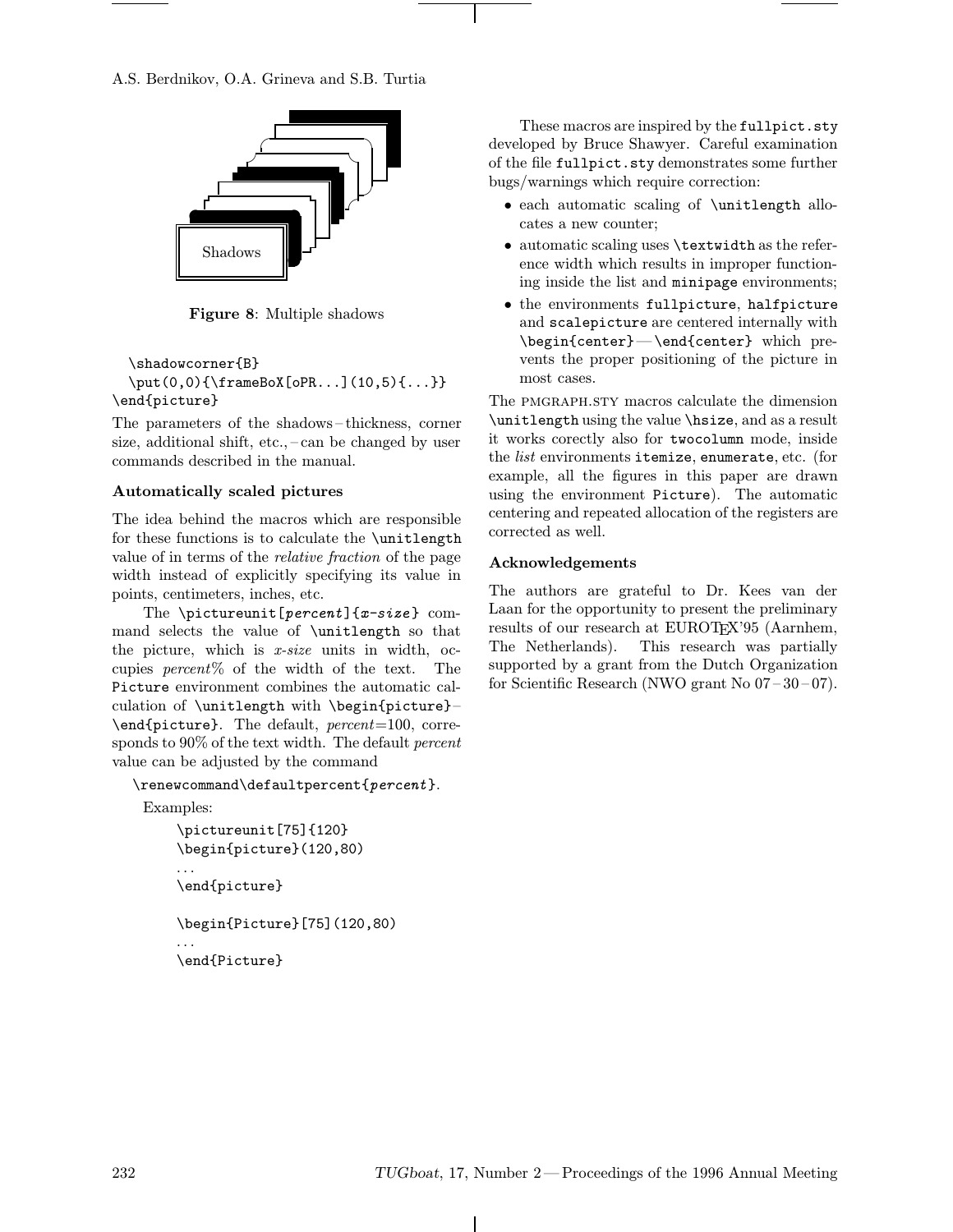Shadows

**Figure 8**: Multiple shadows

```
  \shadowcorner{B}
  \put(0,0){\frameBoX[oPR...](10,5){...}}
\end{picture}
```

The parameters of the shadows – thickness, corner size, additional shift, etc., – can be changed by user commands described in the manual.

### Automatically scaled pictures

The idea behind the macros which are responsible for these functions is to calculate the `\unitlength` value of in terms of the *relative fraction* of the page width instead of explicitly specifying its value in points, centimeters, inches, etc.

The `\pictureunit[percent]{x-size}` command selects the value of `\unitlength` so that the picture, which is *x-size* units in width, occupies *percent*% of the width of the text. The `Picture` environment combines the automatic calculation of `\unitlength` with `\begin{picture}`–`\end{picture}`. The default, *percent*=100, corresponds to 90% of the text width. The default *percent* value can be adjusted by the command

`\renewcommand\defaultpercent{percent}`.

Examples:

```
\pictureunit[75]{120}
\begin{picture}(120,80)
...
\end{picture}

\begin{Picture}[75](120,80)
...
\end{Picture}
```

These macros are inspired by the `fullpict.sty` developed by Bruce Shawyer. Careful examination of the file `fullpict.sty` demonstrates some further bugs/warnings which require correction:

- each automatic scaling of `\unitlength` allocates a new counter;
- automatic scaling uses `\textwidth` as the reference width which results in improper functioning inside the list and `minipage` environments;
- the environments `fullpicture`, `halfpicture` and `scalepicture` are centered internally with `\begin{center}` — `\end{center}` which prevents the proper positioning of the picture in most cases.

The PMGRAPH.STY macros calculate the dimension `\unitlength` using the value `\hsize`, and as a result it works corectly also for `twocolumn` mode, inside the *list* environments `itemize`, `enumerate`, etc. (for example, all the figures in this paper are drawn using the environment `Picture`). The automatic centering and repeated allocation of the registers are corrected as well.

### Acknowledgements

The authors are grateful to Dr. Kees van der Laan for the opportunity to present the preliminary results of our research at EUROTEX'95 (Aarnhem, The Netherlands). This research was partially supported by a grant from the Dutch Organization for Scientific Research (NWO grant No 07 – 30 – 07).